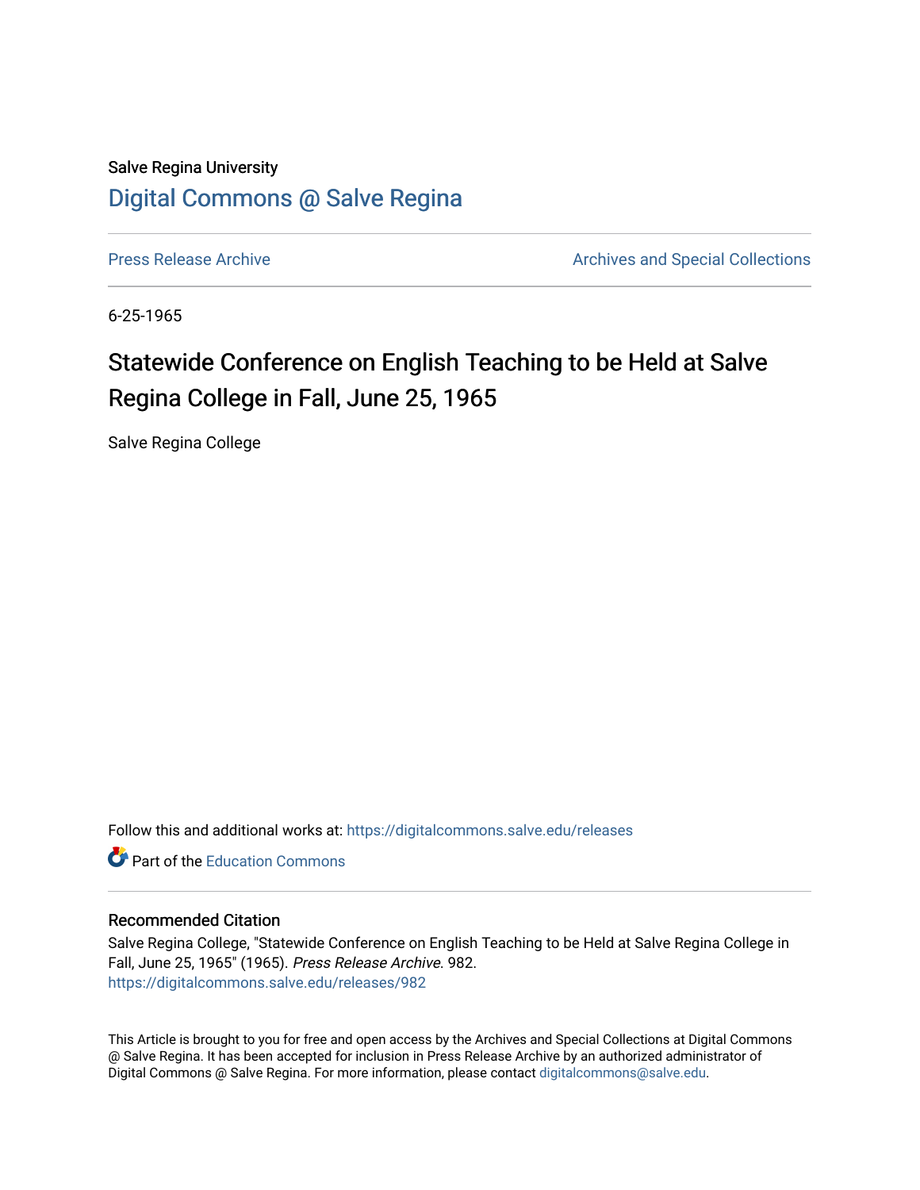Salve Regina University

# Digital Commons @ Salve Regina

Press Release Archive

Archives and Special Collections

6-25-1965

## Statewide Conference on English Teaching to be Held at Salve Regina College in Fall, June 25, 1965

Salve Regina College

Follow this and additional works at: https://digitalcommons.salve.edu/releases

Part of the Education Commons

### Recommended Citation

Salve Regina College, "Statewide Conference on English Teaching to be Held at Salve Regina College in Fall, June 25, 1965" (1965). *Press Release Archive*. 982.
https://digitalcommons.salve.edu/releases/982

This Article is brought to you for free and open access by the Archives and Special Collections at Digital Commons @ Salve Regina. It has been accepted for inclusion in Press Release Archive by an authorized administrator of Digital Commons @ Salve Regina. For more information, please contact digitalcommons@salve.edu.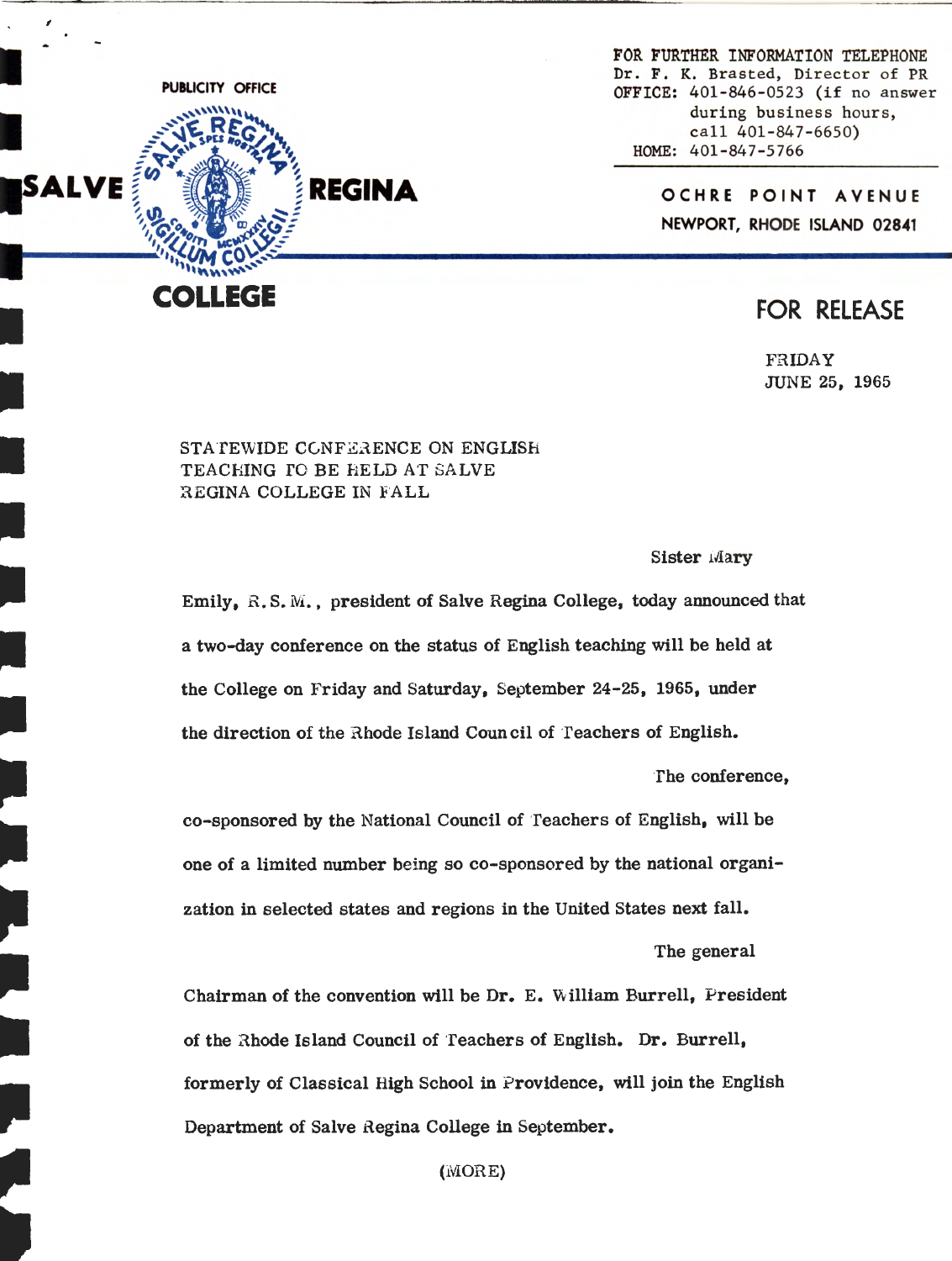PUBLICITY OFFICE

SALVE REGINA COLLEGE

FOR FURTHER INFORMATION TELEPHONE
Dr. F. K. Brasted, Director of PR
OFFICE: 401-846-0523 (if no answer during business hours, call 401-847-6650)
HOME: 401-847-5766

OCHRE POINT AVENUE
NEWPORT, RHODE ISLAND 02841

FOR RELEASE

FRIDAY
JUNE 25, 1965

STATEWIDE CONFERENCE ON ENGLISH TEACHING TO BE HELD AT SALVE REGINA COLLEGE IN FALL

Sister Mary Emily, R.S.M., president of Salve Regina College, today announced that a two-day conference on the status of English teaching will be held at the College on Friday and Saturday, September 24-25, 1965, under the direction of the Rhode Island Council of Teachers of English.

The conference, co-sponsored by the National Council of Teachers of English, will be one of a limited number being so co-sponsored by the national organization in selected states and regions in the United States next fall.

The general Chairman of the convention will be Dr. E. William Burrell, President of the Rhode Island Council of Teachers of English. Dr. Burrell, formerly of Classical High School in Providence, will join the English Department of Salve Regina College in September.

(MORE)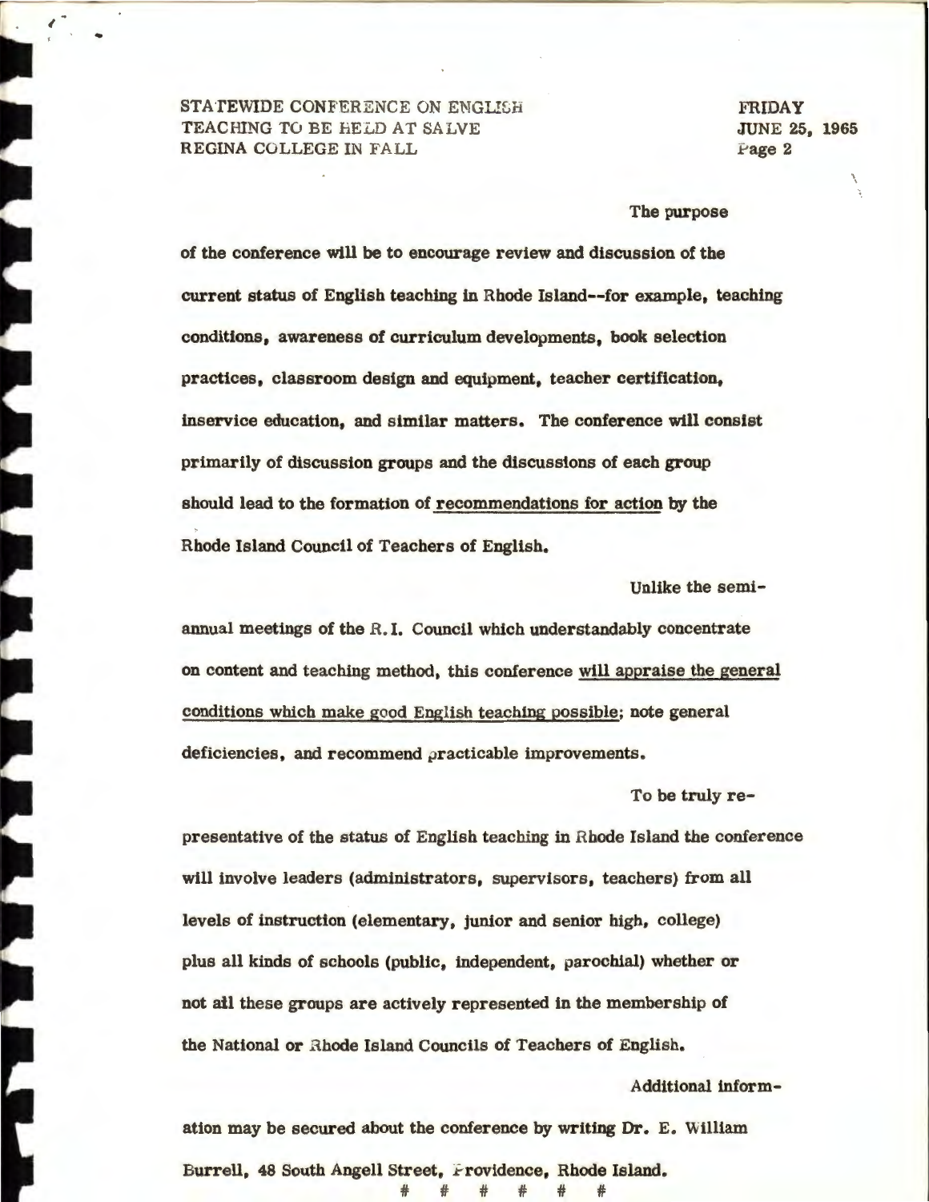The purpose of the conference will be to encourage review and discussion of the current status of English teaching in Rhode Island--for example, teaching conditions, awareness of curriculum developments, book selection practices, classroom design and equipment, teacher certification, inservice education, and similar matters. The conference will consist primarily of discussion groups and the discussions of each group should lead to the formation of recommendations for action by the Rhode Island Council of Teachers of English.

Unlike the semi-annual meetings of the R.I. Council which understandably concentrate on content and teaching method, this conference will appraise the general conditions which make good English teaching possible; note general deficiencies, and recommend practicable improvements.

To be truly representative of the status of English teaching in Rhode Island the conference will involve leaders (administrators, supervisors, teachers) from all levels of instruction (elementary, junior and senior high, college) plus all kinds of schools (public, independent, parochial) whether or not all these groups are actively represented in the membership of the National or Rhode Island Councils of Teachers of English.

Additional information may be secured about the conference by writing Dr. E. William Burrell, 48 South Angell Street, Providence, Rhode Island.

# # # # # #